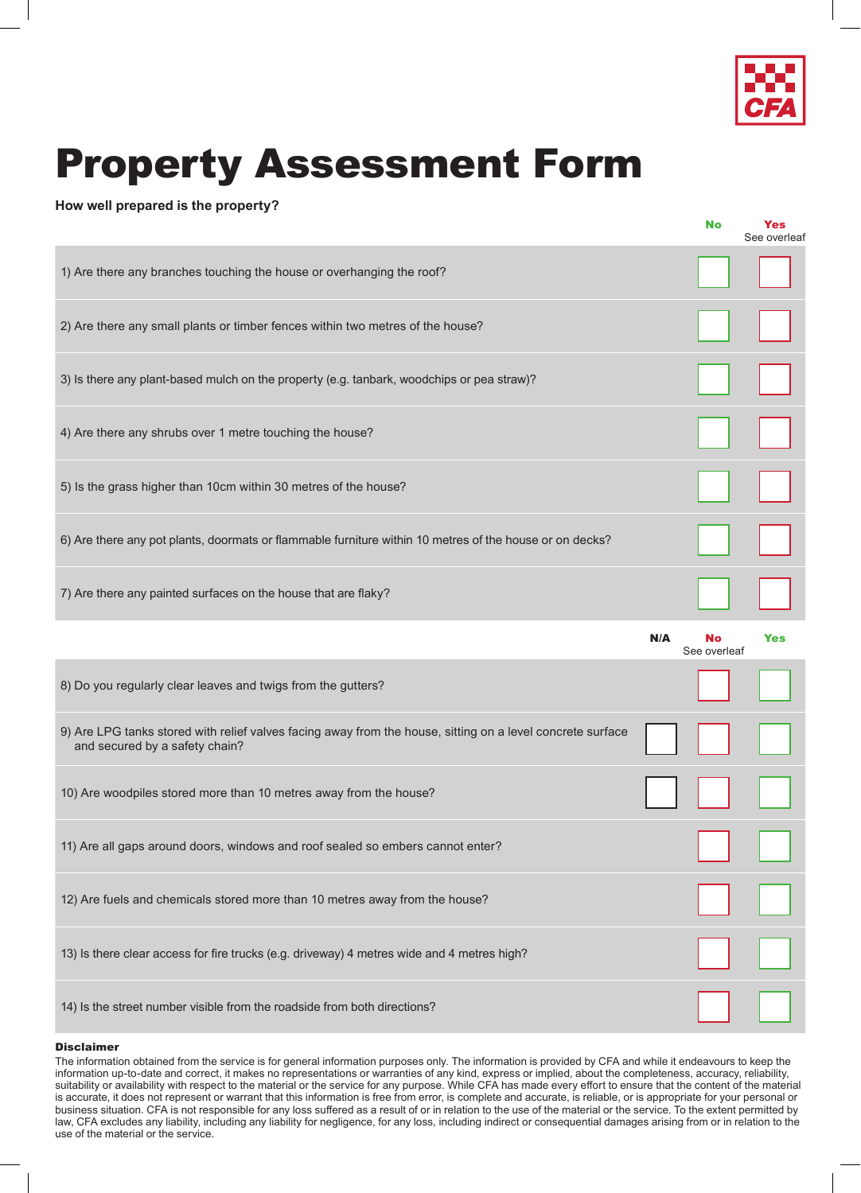CFA

# Property Assessment Form

**How well prepared is the property?**

| | No | Yes (See overleaf) |
|---|---|---|
| 1) Are there any branches touching the house or overhanging the roof? | ☐ | ☐ |
| 2) Are there any small plants or timber fences within two metres of the house? | ☐ | ☐ |
| 3) Is there any plant-based mulch on the property (e.g. tanbark, woodchips or pea straw)? | ☐ | ☐ |
| 4) Are there any shrubs over 1 metre touching the house? | ☐ | ☐ |
| 5) Is the grass higher than 10cm within 30 metres of the house? | ☐ | ☐ |
| 6) Are there any pot plants, doormats or flammable furniture within 10 metres of the house or on decks? | ☐ | ☐ |
| 7) Are there any painted surfaces on the house that are flaky? | ☐ | ☐ |

| | N/A | No (See overleaf) | Yes |
|---|---|---|---|
| 8) Do you regularly clear leaves and twigs from the gutters? | | ☐ | ☐ |
| 9) Are LPG tanks stored with relief valves facing away from the house, sitting on a level concrete surface and secured by a safety chain? | ☐ | ☐ | ☐ |
| 10) Are woodpiles stored more than 10 metres away from the house? | ☐ | ☐ | ☐ |
| 11) Are all gaps around doors, windows and roof sealed so embers cannot enter? | | ☐ | ☐ |
| 12) Are fuels and chemicals stored more than 10 metres away from the house? | | ☐ | ☐ |
| 13) Is there clear access for fire trucks (e.g. driveway) 4 metres wide and 4 metres high? | | ☐ | ☐ |
| 14) Is the street number visible from the roadside from both directions? | | ☐ | ☐ |

**Disclaimer**

The information obtained from the service is for general information purposes only. The information is provided by CFA and while it endeavours to keep the information up-to-date and correct, it makes no representations or warranties of any kind, express or implied, about the completeness, accuracy, reliability, suitability or availability with respect to the material or the service for any purpose. While CFA has made every effort to ensure that the content of the material is accurate, it does not represent or warrant that this information is free from error, is complete and accurate, is reliable, or is appropriate for your personal or business situation. CFA is not responsible for any loss suffered as a result of or in relation to the use of the material or the service. To the extent permitted by law, CFA excludes any liability, including any liability for negligence, for any loss, including indirect or consequential damages arising from or in relation to the use of the material or the service.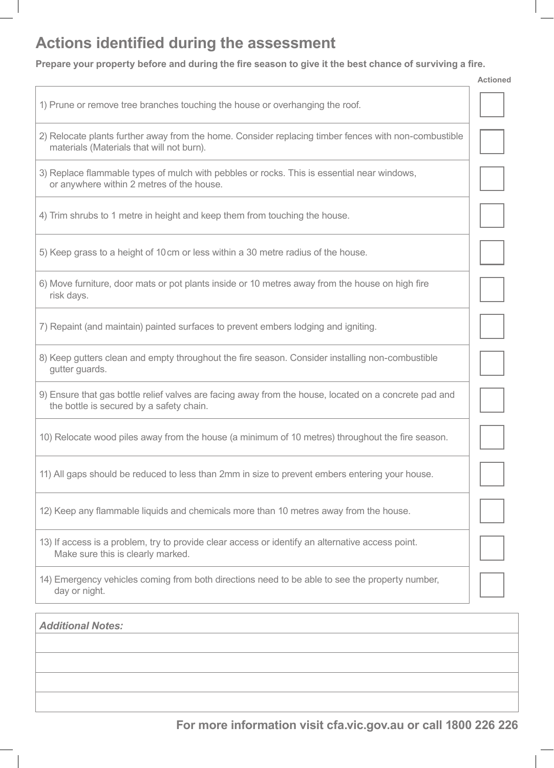## Actions identified during the assessment

**Prepare your property before and during the fire season to give it the best chance of surviving a fire.**

| | Actioned |
|---|---|
| 1) Prune or remove tree branches touching the house or overhanging the roof. | ☐ |
| 2) Relocate plants further away from the home. Consider replacing timber fences with non-combustible materials (Materials that will not burn). | ☐ |
| 3) Replace flammable types of mulch with pebbles or rocks. This is essential near windows, or anywhere within 2 metres of the house. | ☐ |
| 4) Trim shrubs to 1 metre in height and keep them from touching the house. | ☐ |
| 5) Keep grass to a height of 10 cm or less within a 30 metre radius of the house. | ☐ |
| 6) Move furniture, door mats or pot plants inside or 10 metres away from the house on high fire risk days. | ☐ |
| 7) Repaint (and maintain) painted surfaces to prevent embers lodging and igniting. | ☐ |
| 8) Keep gutters clean and empty throughout the fire season. Consider installing non-combustible gutter guards. | ☐ |
| 9) Ensure that gas bottle relief valves are facing away from the house, located on a concrete pad and the bottle is secured by a safety chain. | ☐ |
| 10) Relocate wood piles away from the house (a minimum of 10 metres) throughout the fire season. | ☐ |
| 11) All gaps should be reduced to less than 2mm in size to prevent embers entering your house. | ☐ |
| 12) Keep any flammable liquids and chemicals more than 10 metres away from the house. | ☐ |
| 13) If access is a problem, try to provide clear access or identify an alternative access point. Make sure this is clearly marked. | ☐ |
| 14) Emergency vehicles coming from both directions need to be able to see the property number, day or night. | ☐ |

***Additional Notes:***

**For more information visit cfa.vic.gov.au or call 1800 226 226**